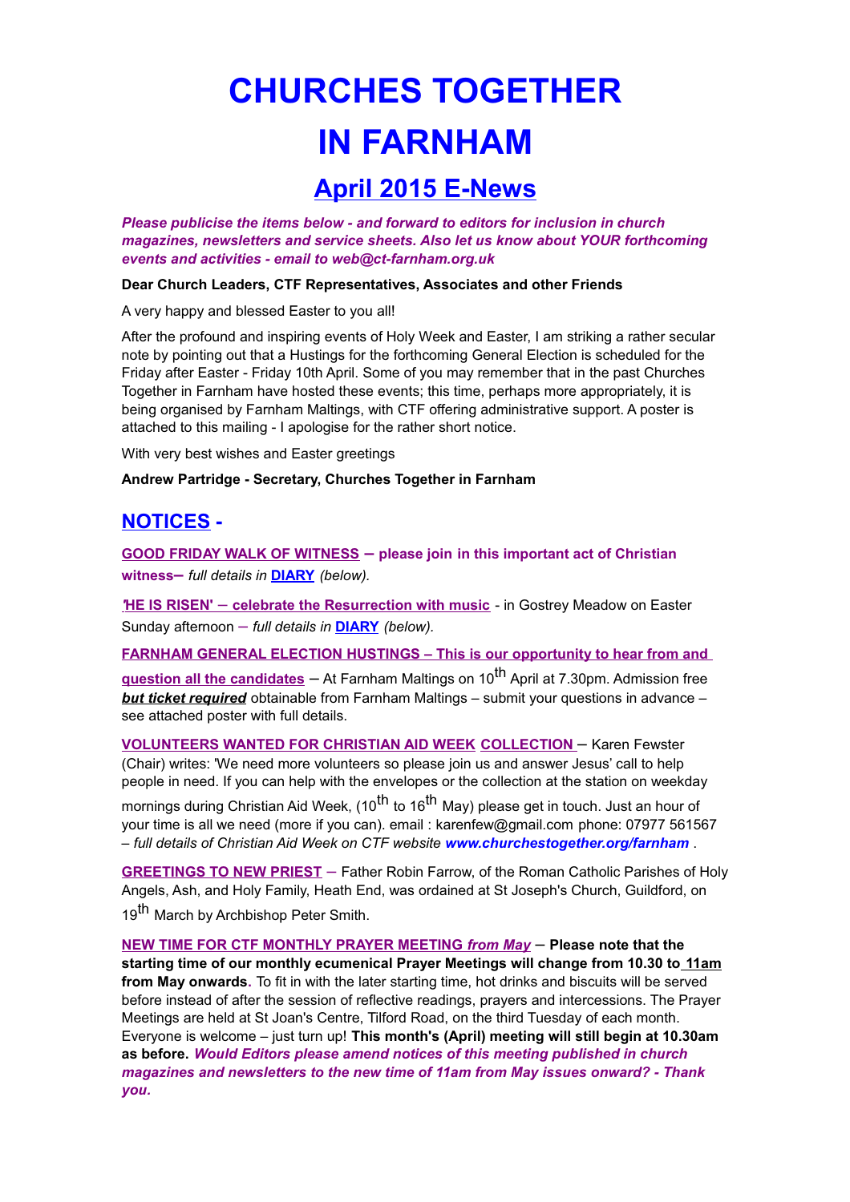# CHURCHES TOGETHER IN FARNHAM

## April 2015 E-News

***Please publicise the items below - and forward to editors for inclusion in church magazines, newsletters and service sheets. Also let us know about YOUR forthcoming events and activities - email to web@ct-farnham.org.uk***

**Dear Church Leaders, CTF Representatives, Associates and other Friends**

A very happy and blessed Easter to you all!

After the profound and inspiring events of Holy Week and Easter, I am striking a rather secular note by pointing out that a Hustings for the forthcoming General Election is scheduled for the Friday after Easter - Friday 10th April. Some of you may remember that in the past Churches Together in Farnham have hosted these events; this time, perhaps more appropriately, it is being organised by Farnham Maltings, with CTF offering administrative support. A poster is attached to this mailing - I apologise for the rather short notice.

With very best wishes and Easter greetings

**Andrew Partridge - Secretary, Churches Together in Farnham**

## NOTICES -

**GOOD FRIDAY WALK OF WITNESS – please join in this important act of Christian witness–** *full details in* **DIARY** *(below).*

**'HE IS RISEN' – celebrate the Resurrection with music** - in Gostrey Meadow on Easter Sunday afternoon – *full details in* **DIARY** *(below).*

**FARNHAM GENERAL ELECTION HUSTINGS – This is our opportunity to hear from and question all the candidates** – At Farnham Maltings on 10th April at 7.30pm. Admission free ***but ticket required*** obtainable from Farnham Maltings – submit your questions in advance – see attached poster with full details.

**VOLUNTEERS WANTED FOR CHRISTIAN AID WEEK COLLECTION** – Karen Fewster (Chair) writes: 'We need more volunteers so please join us and answer Jesus' call to help people in need. If you can help with the envelopes or the collection at the station on weekday mornings during Christian Aid Week, (10th to 16th May) please get in touch. Just an hour of your time is all we need (more if you can). email : karenfew@gmail.com phone: 07977 561567 – *full details of Christian Aid Week on CTF website* ***www.churchestogether.org/farnham*** .

**GREETINGS TO NEW PRIEST** – Father Robin Farrow, of the Roman Catholic Parishes of Holy Angels, Ash, and Holy Family, Heath End, was ordained at St Joseph's Church, Guildford, on 19th March by Archbishop Peter Smith.

**NEW TIME FOR CTF MONTHLY PRAYER MEETING *from May*** – **Please note that the starting time of our monthly ecumenical Prayer Meetings will change from 10.30 to 11am from May onwards.** To fit in with the later starting time, hot drinks and biscuits will be served before instead of after the session of reflective readings, prayers and intercessions. The Prayer Meetings are held at St Joan's Centre, Tilford Road, on the third Tuesday of each month. Everyone is welcome – just turn up! **This month's (April) meeting will still begin at 10.30am as before.** ***Would Editors please amend notices of this meeting published in church magazines and newsletters to the new time of 11am from May issues onward? - Thank you.***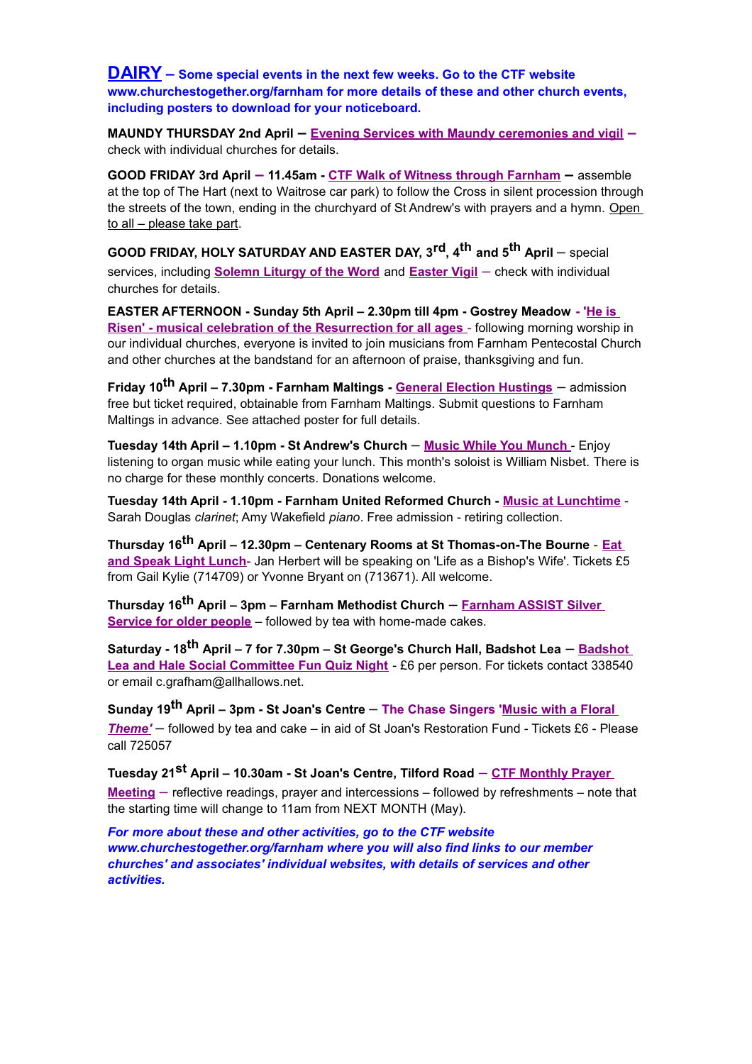**DAIRY – Some special events in the next few weeks. Go to the CTF website www.churchestogether.org/farnham for more details of these and other church events, including posters to download for your noticeboard.**

**MAUNDY THURSDAY 2nd April –** Evening Services with Maundy ceremonies and vigil – check with individual churches for details.

**GOOD FRIDAY 3rd April – 11.45am -** CTF Walk of Witness through Farnham – assemble at the top of The Hart (next to Waitrose car park) to follow the Cross in silent procession through the streets of the town, ending in the churchyard of St Andrew's with prayers and a hymn. Open to all – please take part.

**GOOD FRIDAY, HOLY SATURDAY AND EASTER DAY, 3rd, 4th and 5th April** – special services, including **Solemn Liturgy of the Word** and **Easter Vigil** – check with individual churches for details.

**EASTER AFTERNOON - Sunday 5th April – 2.30pm till 4pm - Gostrey Meadow - 'He is Risen' - musical celebration of the Resurrection for all ages** - following morning worship in our individual churches, everyone is invited to join musicians from Farnham Pentecostal Church and other churches at the bandstand for an afternoon of praise, thanksgiving and fun.

**Friday 10th April – 7.30pm - Farnham Maltings - General Election Hustings** – admission free but ticket required, obtainable from Farnham Maltings. Submit questions to Farnham Maltings in advance. See attached poster for full details.

**Tuesday 14th April – 1.10pm - St Andrew's Church – Music While You Munch** - Enjoy listening to organ music while eating your lunch. This month's soloist is William Nisbet. There is no charge for these monthly concerts. Donations welcome.

**Tuesday 14th April - 1.10pm - Farnham United Reformed Church - Music at Lunchtime** - Sarah Douglas *clarinet*; Amy Wakefield *piano*. Free admission - retiring collection.

**Thursday 16th April – 12.30pm – Centenary Rooms at St Thomas-on-The Bourne - Eat and Speak Light Lunch**- Jan Herbert will be speaking on 'Life as a Bishop's Wife'. Tickets £5 from Gail Kylie (714709) or Yvonne Bryant on (713671). All welcome.

**Thursday 16th April – 3pm – Farnham Methodist Church – Farnham ASSIST Silver Service for older people** – followed by tea with home-made cakes.

**Saturday - 18th April – 7 for 7.30pm – St George's Church Hall, Badshot Lea – Badshot Lea and Hale Social Committee Fun Quiz Night** - £6 per person. For tickets contact 338540 or email c.grafham@allhallows.net.

**Sunday 19th April – 3pm - St Joan's Centre – The Chase Singers 'Music with a Floral *Theme'*** – followed by tea and cake – in aid of St Joan's Restoration Fund - Tickets £6 - Please call 725057

**Tuesday 21st April – 10.30am - St Joan's Centre, Tilford Road – CTF Monthly Prayer Meeting** – reflective readings, prayer and intercessions – followed by refreshments – note that the starting time will change to 11am from NEXT MONTH (May).

***For more about these and other activities, go to the CTF website www.churchestogether.org/farnham where you will also find links to our member churches' and associates' individual websites, with details of services and other activities.***